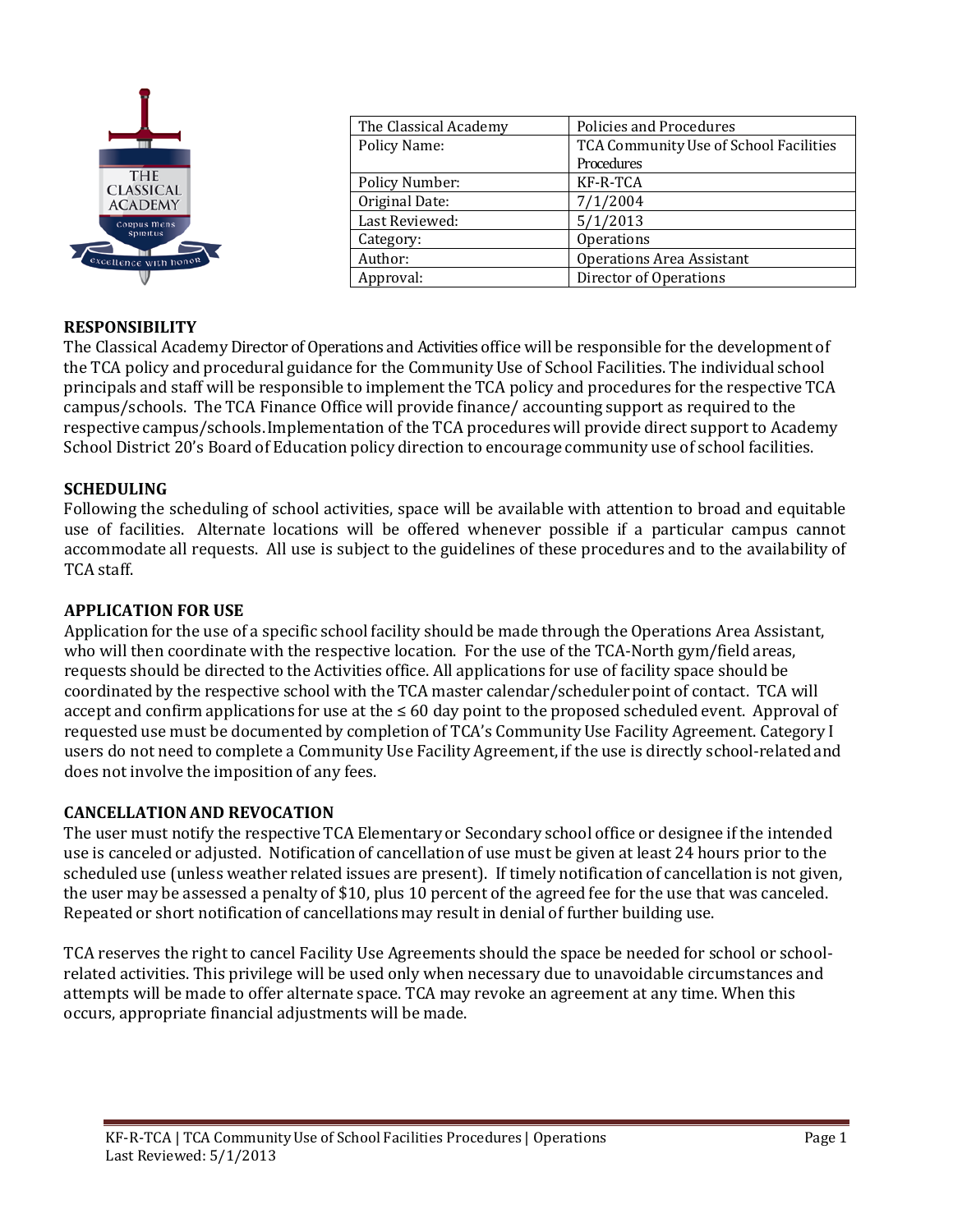| The Classical Academy | Policies and Procedures |
|---|---|
| Policy Name: | TCA Community Use of School Facilities Procedures |
| Policy Number: | KF-R-TCA |
| Original Date: | 7/1/2004 |
| Last Reviewed: | 5/1/2013 |
| Category: | Operations |
| Author: | Operations Area Assistant |
| Approval: | Director of Operations |

## RESPONSIBILITY

The Classical Academy Director of Operations and Activities office will be responsible for the development of the TCA policy and procedural guidance for the Community Use of School Facilities. The individual school principals and staff will be responsible to implement the TCA policy and procedures for the respective TCA campus/schools. The TCA Finance Office will provide finance/ accounting support as required to the respective campus/schools. Implementation of the TCA procedures will provide direct support to Academy School District 20's Board of Education policy direction to encourage community use of school facilities.

## SCHEDULING

Following the scheduling of school activities, space will be available with attention to broad and equitable use of facilities. Alternate locations will be offered whenever possible if a particular campus cannot accommodate all requests. All use is subject to the guidelines of these procedures and to the availability of TCA staff.

## APPLICATION FOR USE

Application for the use of a specific school facility should be made through the Operations Area Assistant, who will then coordinate with the respective location. For the use of the TCA-North gym/field areas, requests should be directed to the Activities office. All applications for use of facility space should be coordinated by the respective school with the TCA master calendar/scheduler point of contact. TCA will accept and confirm applications for use at the ≤ 60 day point to the proposed scheduled event. Approval of requested use must be documented by completion of TCA's Community Use Facility Agreement. Category I users do not need to complete a Community Use Facility Agreement, if the use is directly school-related and does not involve the imposition of any fees.

## CANCELLATION AND REVOCATION

The user must notify the respective TCA Elementary or Secondary school office or designee if the intended use is canceled or adjusted. Notification of cancellation of use must be given at least 24 hours prior to the scheduled use (unless weather related issues are present). If timely notification of cancellation is not given, the user may be assessed a penalty of $10, plus 10 percent of the agreed fee for the use that was canceled. Repeated or short notification of cancellations may result in denial of further building use.

TCA reserves the right to cancel Facility Use Agreements should the space be needed for school or school-related activities. This privilege will be used only when necessary due to unavoidable circumstances and attempts will be made to offer alternate space. TCA may revoke an agreement at any time. When this occurs, appropriate financial adjustments will be made.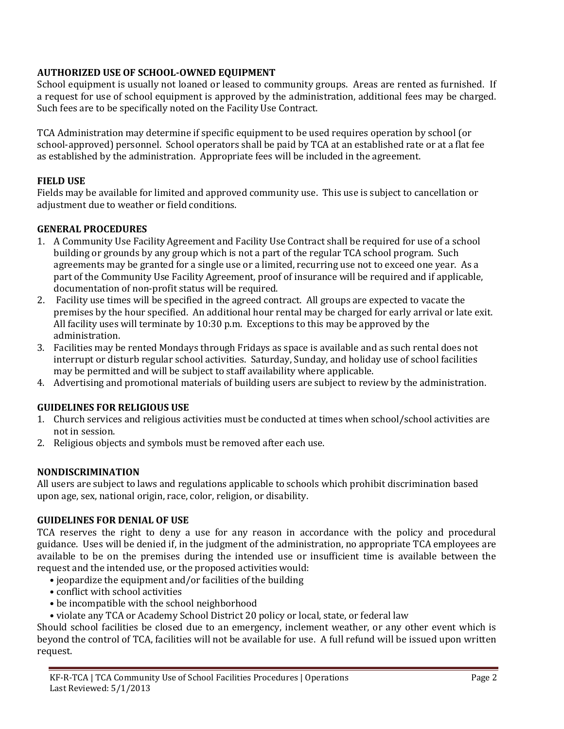**AUTHORIZED USE OF SCHOOL-OWNED EQUIPMENT**

School equipment is usually not loaned or leased to community groups. Areas are rented as furnished. If a request for use of school equipment is approved by the administration, additional fees may be charged. Such fees are to be specifically noted on the Facility Use Contract.

TCA Administration may determine if specific equipment to be used requires operation by school (or school-approved) personnel. School operators shall be paid by TCA at an established rate or at a flat fee as established by the administration. Appropriate fees will be included in the agreement.

**FIELD USE**

Fields may be available for limited and approved community use. This use is subject to cancellation or adjustment due to weather or field conditions.

**GENERAL PROCEDURES**

1. A Community Use Facility Agreement and Facility Use Contract shall be required for use of a school building or grounds by any group which is not a part of the regular TCA school program. Such agreements may be granted for a single use or a limited, recurring use not to exceed one year. As a part of the Community Use Facility Agreement, proof of insurance will be required and if applicable, documentation of non-profit status will be required.
2. Facility use times will be specified in the agreed contract. All groups are expected to vacate the premises by the hour specified. An additional hour rental may be charged for early arrival or late exit. All facility uses will terminate by 10:30 p.m. Exceptions to this may be approved by the administration.
3. Facilities may be rented Mondays through Fridays as space is available and as such rental does not interrupt or disturb regular school activities. Saturday, Sunday, and holiday use of school facilities may be permitted and will be subject to staff availability where applicable.
4. Advertising and promotional materials of building users are subject to review by the administration.

**GUIDELINES FOR RELIGIOUS USE**

1. Church services and religious activities must be conducted at times when school/school activities are not in session.
2. Religious objects and symbols must be removed after each use.

**NONDISCRIMINATION**

All users are subject to laws and regulations applicable to schools which prohibit discrimination based upon age, sex, national origin, race, color, religion, or disability.

**GUIDELINES FOR DENIAL OF USE**

TCA reserves the right to deny a use for any reason in accordance with the policy and procedural guidance. Uses will be denied if, in the judgment of the administration, no appropriate TCA employees are available to be on the premises during the intended use or insufficient time is available between the request and the intended use, or the proposed activities would:

- jeopardize the equipment and/or facilities of the building
- conflict with school activities
- be incompatible with the school neighborhood
- violate any TCA or Academy School District 20 policy or local, state, or federal law

Should school facilities be closed due to an emergency, inclement weather, or any other event which is beyond the control of TCA, facilities will not be available for use. A full refund will be issued upon written request.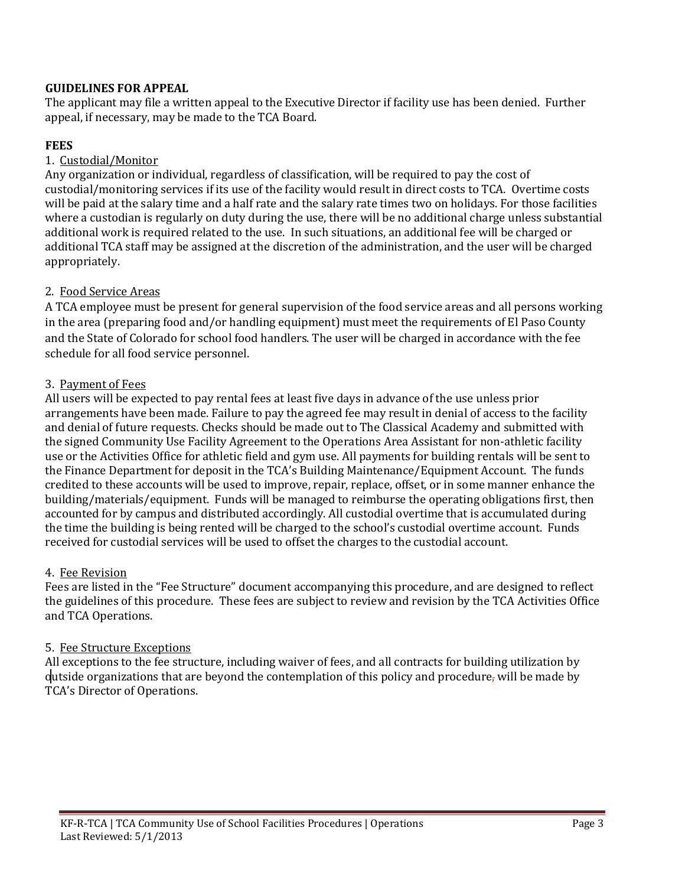**GUIDELINES FOR APPEAL**

The applicant may file a written appeal to the Executive Director if facility use has been denied. Further appeal, if necessary, may be made to the TCA Board.

**FEES**

1. Custodial/Monitor

Any organization or individual, regardless of classification, will be required to pay the cost of custodial/monitoring services if its use of the facility would result in direct costs to TCA. Overtime costs will be paid at the salary time and a half rate and the salary rate times two on holidays. For those facilities where a custodian is regularly on duty during the use, there will be no additional charge unless substantial additional work is required related to the use. In such situations, an additional fee will be charged or additional TCA staff may be assigned at the discretion of the administration, and the user will be charged appropriately.

2. Food Service Areas

A TCA employee must be present for general supervision of the food service areas and all persons working in the area (preparing food and/or handling equipment) must meet the requirements of El Paso County and the State of Colorado for school food handlers. The user will be charged in accordance with the fee schedule for all food service personnel.

3. Payment of Fees

All users will be expected to pay rental fees at least five days in advance of the use unless prior arrangements have been made. Failure to pay the agreed fee may result in denial of access to the facility and denial of future requests. Checks should be made out to The Classical Academy and submitted with the signed Community Use Facility Agreement to the Operations Area Assistant for non-athletic facility use or the Activities Office for athletic field and gym use. All payments for building rentals will be sent to the Finance Department for deposit in the TCA's Building Maintenance/Equipment Account. The funds credited to these accounts will be used to improve, repair, replace, offset, or in some manner enhance the building/materials/equipment. Funds will be managed to reimburse the operating obligations first, then accounted for by campus and distributed accordingly. All custodial overtime that is accumulated during the time the building is being rented will be charged to the school's custodial overtime account. Funds received for custodial services will be used to offset the charges to the custodial account.

4. Fee Revision

Fees are listed in the "Fee Structure" document accompanying this procedure, and are designed to reflect the guidelines of this procedure. These fees are subject to review and revision by the TCA Activities Office and TCA Operations.

5. Fee Structure Exceptions

All exceptions to the fee structure, including waiver of fees, and all contracts for building utilization by outside organizations that are beyond the contemplation of this policy and procedure, will be made by TCA's Director of Operations.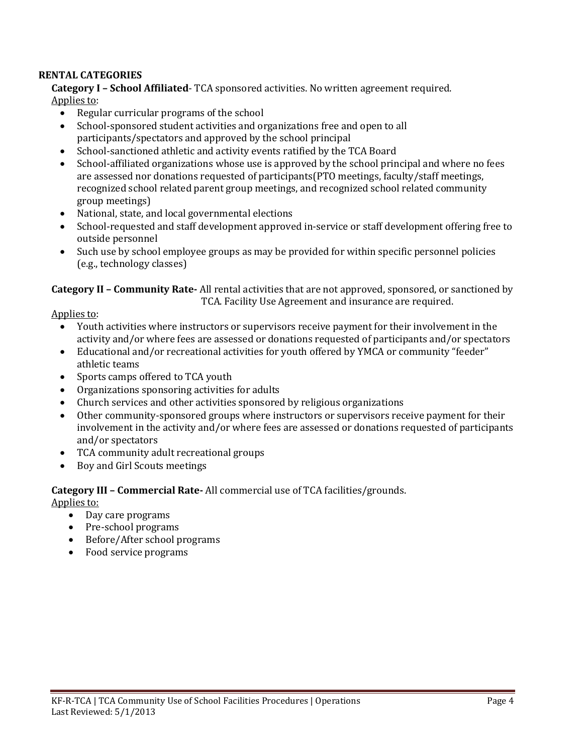## RENTAL CATEGORIES

**Category I – School Affiliated**- TCA sponsored activities. No written agreement required.

Applies to:

- Regular curricular programs of the school
- School-sponsored student activities and organizations free and open to all participants/spectators and approved by the school principal
- School-sanctioned athletic and activity events ratified by the TCA Board
- School-affiliated organizations whose use is approved by the school principal and where no fees are assessed nor donations requested of participants(PTO meetings, faculty/staff meetings, recognized school related parent group meetings, and recognized school related community group meetings)
- National, state, and local governmental elections
- School-requested and staff development approved in-service or staff development offering free to outside personnel
- Such use by school employee groups as may be provided for within specific personnel policies (e.g., technology classes)

**Category II – Community Rate-** All rental activities that are not approved, sponsored, or sanctioned by TCA. Facility Use Agreement and insurance are required.

Applies to:

- Youth activities where instructors or supervisors receive payment for their involvement in the activity and/or where fees are assessed or donations requested of participants and/or spectators
- Educational and/or recreational activities for youth offered by YMCA or community "feeder" athletic teams
- Sports camps offered to TCA youth
- Organizations sponsoring activities for adults
- Church services and other activities sponsored by religious organizations
- Other community-sponsored groups where instructors or supervisors receive payment for their involvement in the activity and/or where fees are assessed or donations requested of participants and/or spectators
- TCA community adult recreational groups
- Boy and Girl Scouts meetings

**Category III – Commercial Rate-** All commercial use of TCA facilities/grounds.

Applies to:

- Day care programs
- Pre-school programs
- Before/After school programs
- Food service programs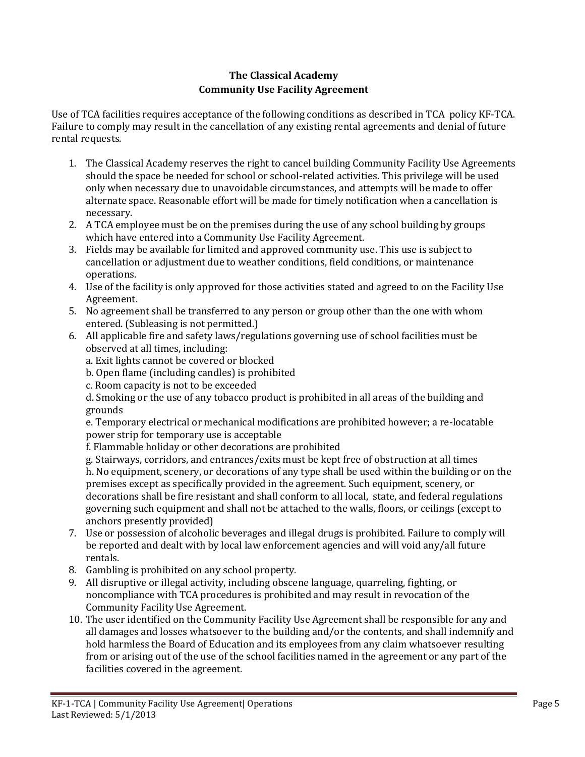# The Classical Academy
## Community Use Facility Agreement

Use of TCA facilities requires acceptance of the following conditions as described in TCA policy KF-TCA. Failure to comply may result in the cancellation of any existing rental agreements and denial of future rental requests.

1. The Classical Academy reserves the right to cancel building Community Facility Use Agreements should the space be needed for school or school-related activities. This privilege will be used only when necessary due to unavoidable circumstances, and attempts will be made to offer alternate space. Reasonable effort will be made for timely notification when a cancellation is necessary.
2. A TCA employee must be on the premises during the use of any school building by groups which have entered into a Community Use Facility Agreement.
3. Fields may be available for limited and approved community use. This use is subject to cancellation or adjustment due to weather conditions, field conditions, or maintenance operations.
4. Use of the facility is only approved for those activities stated and agreed to on the Facility Use Agreement.
5. No agreement shall be transferred to any person or group other than the one with whom entered. (Subleasing is not permitted.)
6. All applicable fire and safety laws/regulations governing use of school facilities must be observed at all times, including:
   a. Exit lights cannot be covered or blocked
   b. Open flame (including candles) is prohibited
   c. Room capacity is not to be exceeded
   d. Smoking or the use of any tobacco product is prohibited in all areas of the building and grounds
   e. Temporary electrical or mechanical modifications are prohibited however; a re-locatable power strip for temporary use is acceptable
   f. Flammable holiday or other decorations are prohibited
   g. Stairways, corridors, and entrances/exits must be kept free of obstruction at all times
   h. No equipment, scenery, or decorations of any type shall be used within the building or on the premises except as specifically provided in the agreement. Such equipment, scenery, or decorations shall be fire resistant and shall conform to all local, state, and federal regulations governing such equipment and shall not be attached to the walls, floors, or ceilings (except to anchors presently provided)
7. Use or possession of alcoholic beverages and illegal drugs is prohibited. Failure to comply will be reported and dealt with by local law enforcement agencies and will void any/all future rentals.
8. Gambling is prohibited on any school property.
9. All disruptive or illegal activity, including obscene language, quarreling, fighting, or noncompliance with TCA procedures is prohibited and may result in revocation of the Community Facility Use Agreement.
10. The user identified on the Community Facility Use Agreement shall be responsible for any and all damages and losses whatsoever to the building and/or the contents, and shall indemnify and hold harmless the Board of Education and its employees from any claim whatsoever resulting from or arising out of the use of the school facilities named in the agreement or any part of the facilities covered in the agreement.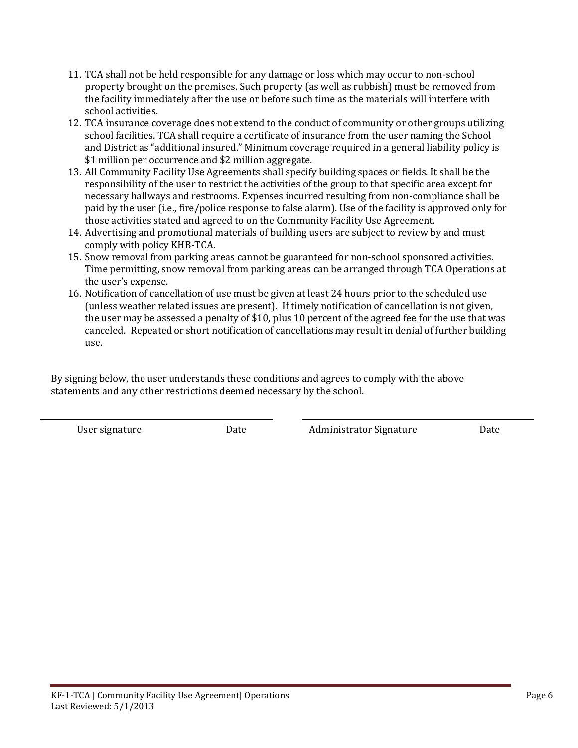11. TCA shall not be held responsible for any damage or loss which may occur to non-school property brought on the premises. Such property (as well as rubbish) must be removed from the facility immediately after the use or before such time as the materials will interfere with school activities.
12. TCA insurance coverage does not extend to the conduct of community or other groups utilizing school facilities. TCA shall require a certificate of insurance from the user naming the School and District as "additional insured." Minimum coverage required in a general liability policy is $1 million per occurrence and $2 million aggregate.
13. All Community Facility Use Agreements shall specify building spaces or fields. It shall be the responsibility of the user to restrict the activities of the group to that specific area except for necessary hallways and restrooms. Expenses incurred resulting from non-compliance shall be paid by the user (i.e., fire/police response to false alarm). Use of the facility is approved only for those activities stated and agreed to on the Community Facility Use Agreement.
14. Advertising and promotional materials of building users are subject to review by and must comply with policy KHB-TCA.
15. Snow removal from parking areas cannot be guaranteed for non-school sponsored activities. Time permitting, snow removal from parking areas can be arranged through TCA Operations at the user's expense.
16. Notification of cancellation of use must be given at least 24 hours prior to the scheduled use (unless weather related issues are present). If timely notification of cancellation is not given, the user may be assessed a penalty of $10, plus 10 percent of the agreed fee for the use that was canceled. Repeated or short notification of cancellations may result in denial of further building use.

By signing below, the user understands these conditions and agrees to comply with the above statements and any other restrictions deemed necessary by the school.

\_\_\_\_\_\_\_\_\_\_\_\_\_\_\_\_\_\_\_\_\_\_\_\_\_\_\_\_\_\_\_\_\_\_\_\_\_\_\_\_ \_\_\_\_\_\_\_\_\_\_\_\_\_\_\_\_\_\_\_\_\_\_\_\_\_\_\_\_\_\_\_\_\_\_\_\_\_\_\_\_

User signature Date Administrator Signature Date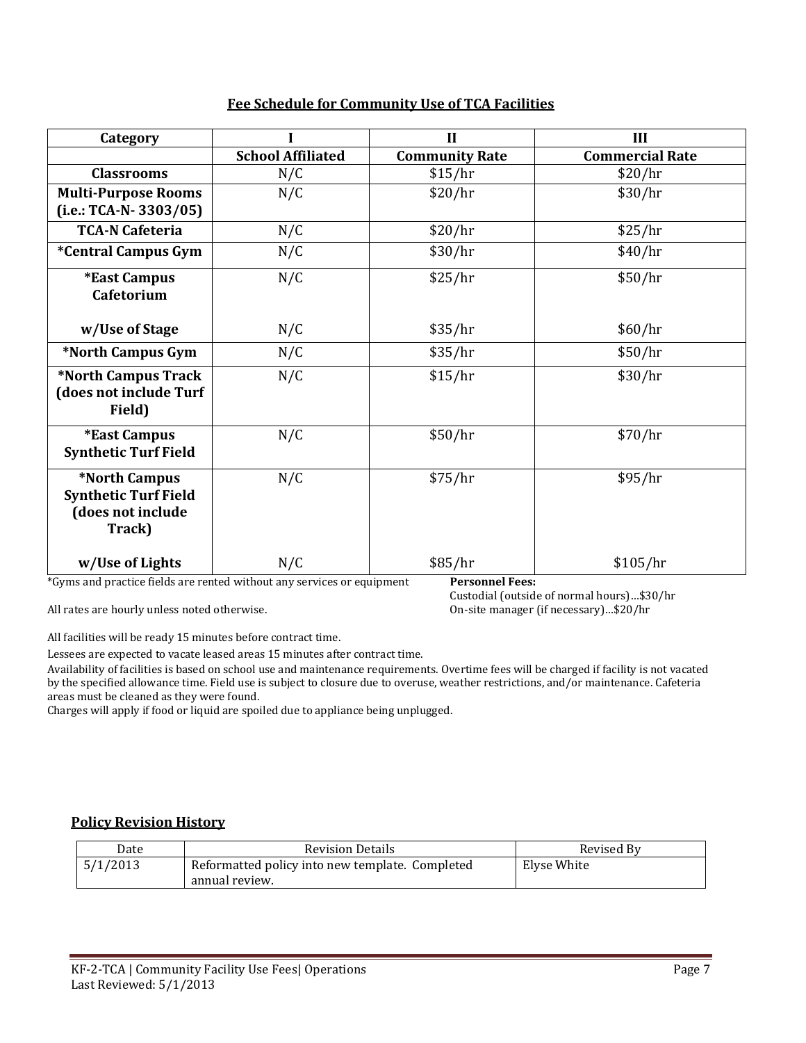## Fee Schedule for Community Use of TCA Facilities

| Category | I | II | III |
|---|---|---|---|
| | **School Affiliated** | **Community Rate** | **Commercial Rate** |
| **Classrooms** | N/C | $15/hr | $20/hr |
| **Multi-Purpose Rooms (i.e.: TCA-N- 3303/05)** | N/C | $20/hr | $30/hr |
| **TCA-N Cafeteria** | N/C | $20/hr | $25/hr |
| ***Central Campus Gym** | N/C | $30/hr | $40/hr |
| ***East Campus Cafetorium** | N/C | $25/hr | $50/hr |
| **w/Use of Stage** | N/C | $35/hr | $60/hr |
| ***North Campus Gym** | N/C | $35/hr | $50/hr |
| ***North Campus Track (does not include Turf Field)** | N/C | $15/hr | $30/hr |
| ***East Campus Synthetic Turf Field** | N/C | $50/hr | $70/hr |
| ***North Campus Synthetic Turf Field (does not include Track)** | N/C | $75/hr | $95/hr |
| **w/Use of Lights** | N/C | $85/hr | $105/hr |

*Gyms and practice fields are rented without any services or equipment

All rates are hourly unless noted otherwise.

**Personnel Fees:**
Custodial (outside of normal hours)…$30/hr
On-site manager (if necessary)…$20/hr

All facilities will be ready 15 minutes before contract time.

Lessees are expected to vacate leased areas 15 minutes after contract time.

Availability of facilities is based on school use and maintenance requirements. Overtime fees will be charged if facility is not vacated by the specified allowance time. Field use is subject to closure due to overuse, weather restrictions, and/or maintenance. Cafeteria areas must be cleaned as they were found.

Charges will apply if food or liquid are spoiled due to appliance being unplugged.

## Policy Revision History

| Date | Revision Details | Revised By |
|---|---|---|
| 5/1/2013 | Reformatted policy into new template. Completed annual review. | Elyse White |